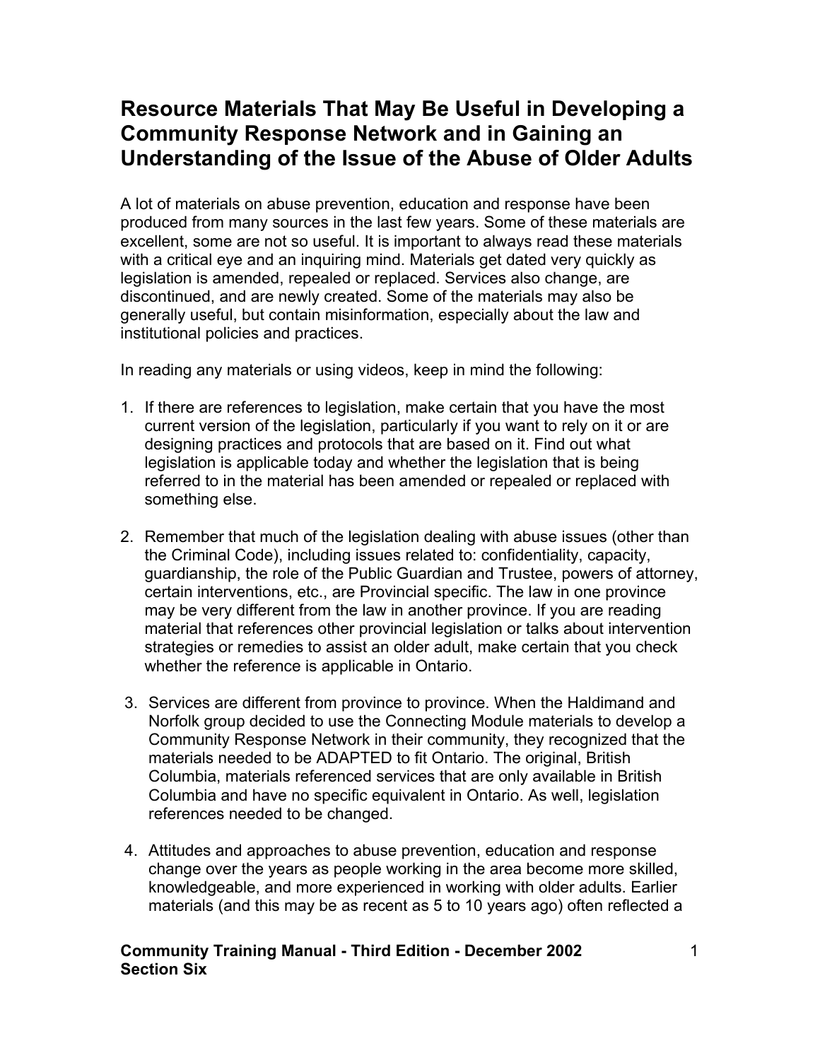# Resource Materials That May Be Useful in Developing a Community Response Network and in Gaining an Understanding of the Issue of the Abuse of Older Adults

A lot of materials on abuse prevention, education and response have been produced from many sources in the last few years. Some of these materials are excellent, some are not so useful. It is important to always read these materials with a critical eye and an inquiring mind. Materials get dated very quickly as legislation is amended, repealed or replaced. Services also change, are discontinued, and are newly created. Some of the materials may also be generally useful, but contain misinformation, especially about the law and institutional policies and practices.

In reading any materials or using videos, keep in mind the following:

1. If there are references to legislation, make certain that you have the most current version of the legislation, particularly if you want to rely on it or are designing practices and protocols that are based on it. Find out what legislation is applicable today and whether the legislation that is being referred to in the material has been amended or repealed or replaced with something else.

2. Remember that much of the legislation dealing with abuse issues (other than the Criminal Code), including issues related to: confidentiality, capacity, guardianship, the role of the Public Guardian and Trustee, powers of attorney, certain interventions, etc., are Provincial specific. The law in one province may be very different from the law in another province. If you are reading material that references other provincial legislation or talks about intervention strategies or remedies to assist an older adult, make certain that you check whether the reference is applicable in Ontario.

3. Services are different from province to province. When the Haldimand and Norfolk group decided to use the Connecting Module materials to develop a Community Response Network in their community, they recognized that the materials needed to be ADAPTED to fit Ontario. The original, British Columbia, materials referenced services that are only available in British Columbia and have no specific equivalent in Ontario. As well, legislation references needed to be changed.

4. Attitudes and approaches to abuse prevention, education and response change over the years as people working in the area become more skilled, knowledgeable, and more experienced in working with older adults. Earlier materials (and this may be as recent as 5 to 10 years ago) often reflected a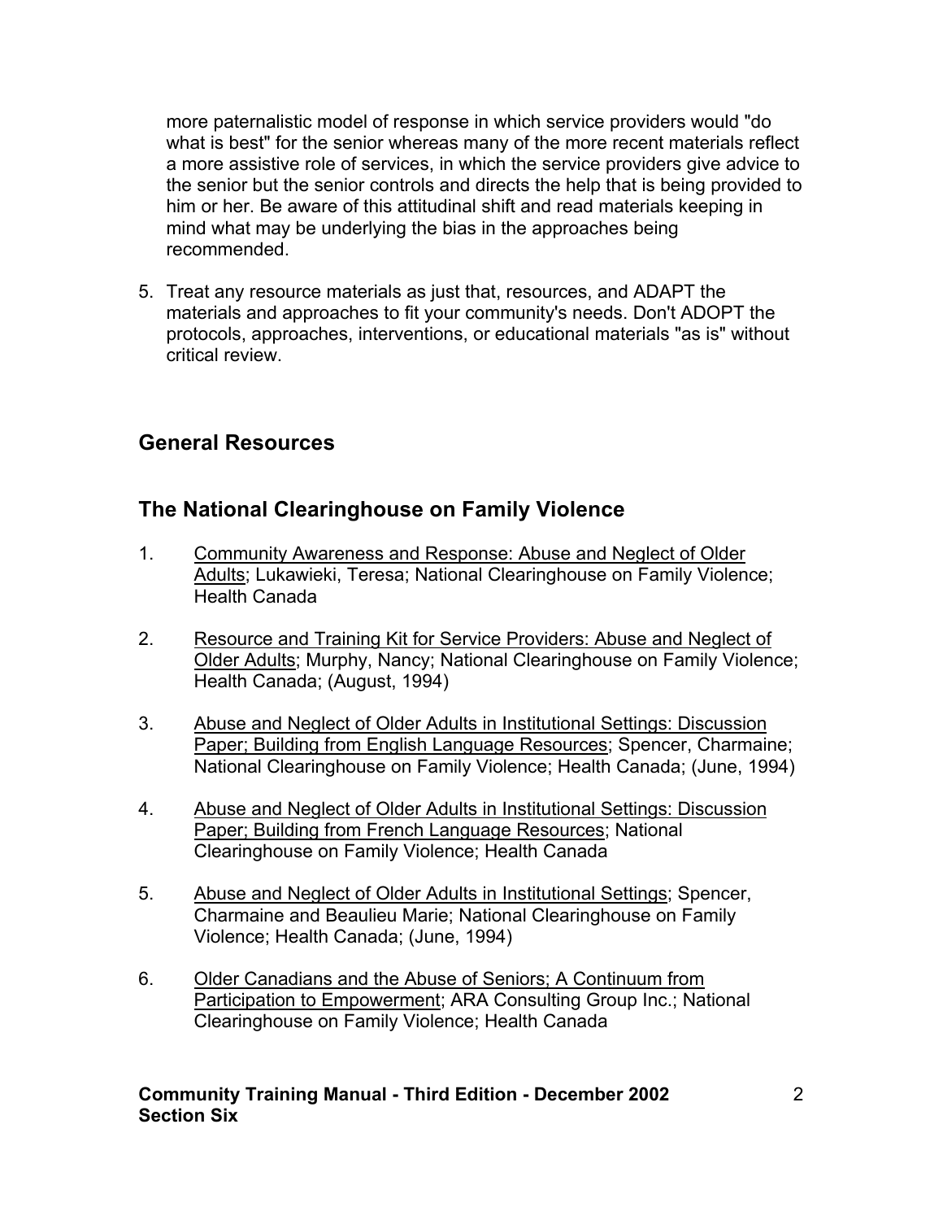more paternalistic model of response in which service providers would "do what is best" for the senior whereas many of the more recent materials reflect a more assistive role of services, in which the service providers give advice to the senior but the senior controls and directs the help that is being provided to him or her. Be aware of this attitudinal shift and read materials keeping in mind what may be underlying the bias in the approaches being recommended.

5. Treat any resource materials as just that, resources, and ADAPT the materials and approaches to fit your community's needs. Don't ADOPT the protocols, approaches, interventions, or educational materials "as is" without critical review.

## General Resources

## The National Clearinghouse on Family Violence

1. Community Awareness and Response: Abuse and Neglect of Older Adults; Lukawieki, Teresa; National Clearinghouse on Family Violence; Health Canada

2. Resource and Training Kit for Service Providers: Abuse and Neglect of Older Adults; Murphy, Nancy; National Clearinghouse on Family Violence; Health Canada; (August, 1994)

3. Abuse and Neglect of Older Adults in Institutional Settings: Discussion Paper; Building from English Language Resources; Spencer, Charmaine; National Clearinghouse on Family Violence; Health Canada; (June, 1994)

4. Abuse and Neglect of Older Adults in Institutional Settings: Discussion Paper; Building from French Language Resources; National Clearinghouse on Family Violence; Health Canada

5. Abuse and Neglect of Older Adults in Institutional Settings; Spencer, Charmaine and Beaulieu Marie; National Clearinghouse on Family Violence; Health Canada; (June, 1994)

6. Older Canadians and the Abuse of Seniors; A Continuum from Participation to Empowerment; ARA Consulting Group Inc.; National Clearinghouse on Family Violence; Health Canada

**Community Training Manual - Third Edition - December 2002**
**Section Six**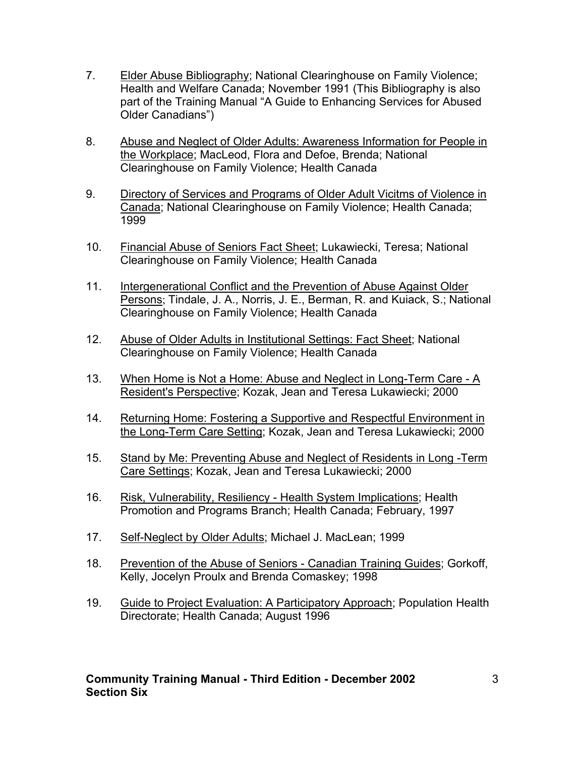7. <u>Elder Abuse Bibliography</u>; National Clearinghouse on Family Violence; Health and Welfare Canada; November 1991 (This Bibliography is also part of the Training Manual "A Guide to Enhancing Services for Abused Older Canadians")

8. <u>Abuse and Neglect of Older Adults: Awareness Information for People in the Workplace</u>; MacLeod, Flora and Defoe, Brenda; National Clearinghouse on Family Violence; Health Canada

9. <u>Directory of Services and Programs of Older Adult Vicitms of Violence in Canada</u>; National Clearinghouse on Family Violence; Health Canada; 1999

10. <u>Financial Abuse of Seniors Fact Sheet</u>; Lukawiecki, Teresa; National Clearinghouse on Family Violence; Health Canada

11. <u>Intergenerational Conflict and the Prevention of Abuse Against Older Persons</u>; Tindale, J. A., Norris, J. E., Berman, R. and Kuiack, S.; National Clearinghouse on Family Violence; Health Canada

12. <u>Abuse of Older Adults in Institutional Settings: Fact Sheet</u>; National Clearinghouse on Family Violence; Health Canada

13. <u>When Home is Not a Home: Abuse and Neglect in Long-Term Care - A Resident's Perspective</u>; Kozak, Jean and Teresa Lukawiecki; 2000

14. <u>Returning Home: Fostering a Supportive and Respectful Environment in the Long-Term Care Setting</u>; Kozak, Jean and Teresa Lukawiecki; 2000

15. <u>Stand by Me: Preventing Abuse and Neglect of Residents in Long -Term Care Settings</u>; Kozak, Jean and Teresa Lukawiecki; 2000

16. <u>Risk, Vulnerability, Resiliency - Health System Implications</u>; Health Promotion and Programs Branch; Health Canada; February, 1997

17. <u>Self-Neglect by Older Adults</u>; Michael J. MacLean; 1999

18. <u>Prevention of the Abuse of Seniors - Canadian Training Guides</u>; Gorkoff, Kelly, Jocelyn Proulx and Brenda Comaskey; 1998

19. <u>Guide to Project Evaluation: A Participatory Approach</u>; Population Health Directorate; Health Canada; August 1996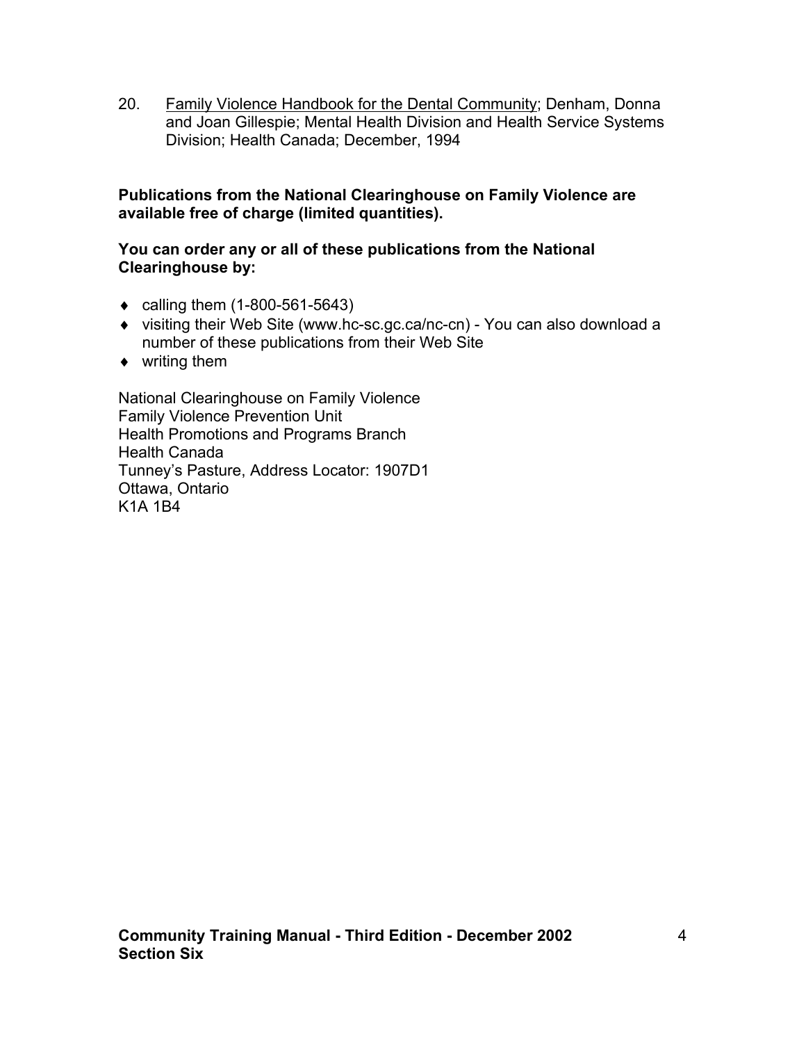20. Family Violence Handbook for the Dental Community; Denham, Donna and Joan Gillespie; Mental Health Division and Health Service Systems Division; Health Canada; December, 1994

**Publications from the National Clearinghouse on Family Violence are available free of charge (limited quantities).**

**You can order any or all of these publications from the National Clearinghouse by:**

- calling them (1-800-561-5643)
- visiting their Web Site (www.hc-sc.gc.ca/nc-cn) - You can also download a number of these publications from their Web Site
- writing them

National Clearinghouse on Family Violence
Family Violence Prevention Unit
Health Promotions and Programs Branch
Health Canada
Tunney's Pasture, Address Locator: 1907D1
Ottawa, Ontario
K1A 1B4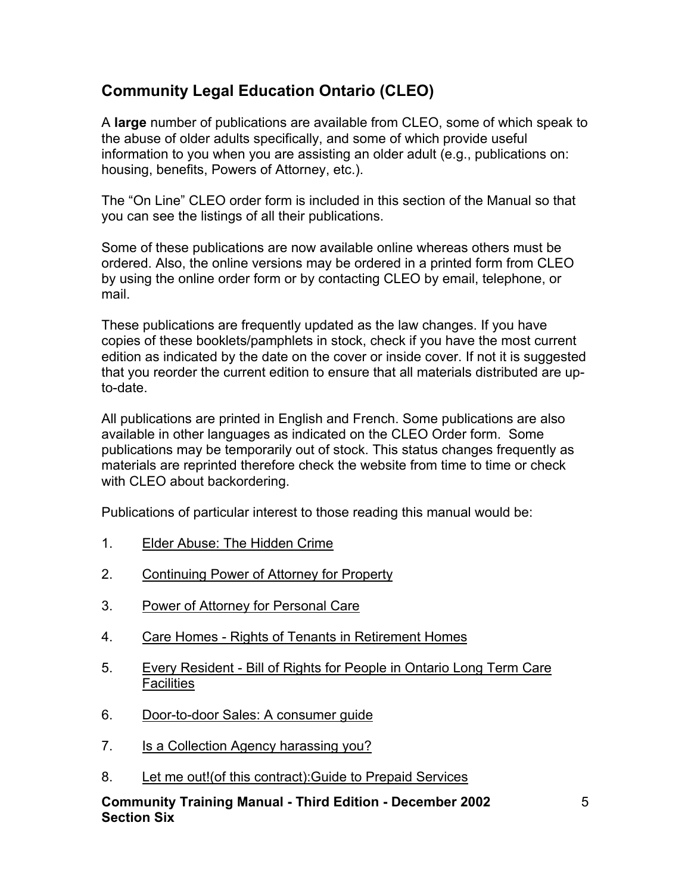## Community Legal Education Ontario (CLEO)

A **large** number of publications are available from CLEO, some of which speak to the abuse of older adults specifically, and some of which provide useful information to you when you are assisting an older adult (e.g., publications on: housing, benefits, Powers of Attorney, etc.).

The "On Line" CLEO order form is included in this section of the Manual so that you can see the listings of all their publications.

Some of these publications are now available online whereas others must be ordered. Also, the online versions may be ordered in a printed form from CLEO by using the online order form or by contacting CLEO by email, telephone, or mail.

These publications are frequently updated as the law changes. If you have copies of these booklets/pamphlets in stock, check if you have the most current edition as indicated by the date on the cover or inside cover. If not it is suggested that you reorder the current edition to ensure that all materials distributed are up-to-date.

All publications are printed in English and French. Some publications are also available in other languages as indicated on the CLEO Order form. Some publications may be temporarily out of stock. This status changes frequently as materials are reprinted therefore check the website from time to time or check with CLEO about backordering.

Publications of particular interest to those reading this manual would be:

1. Elder Abuse: The Hidden Crime
2. Continuing Power of Attorney for Property
3. Power of Attorney for Personal Care
4. Care Homes - Rights of Tenants in Retirement Homes
5. Every Resident - Bill of Rights for People in Ontario Long Term Care Facilities
6. Door-to-door Sales: A consumer guide
7. Is a Collection Agency harassing you?
8. Let me out!(of this contract):Guide to Prepaid Services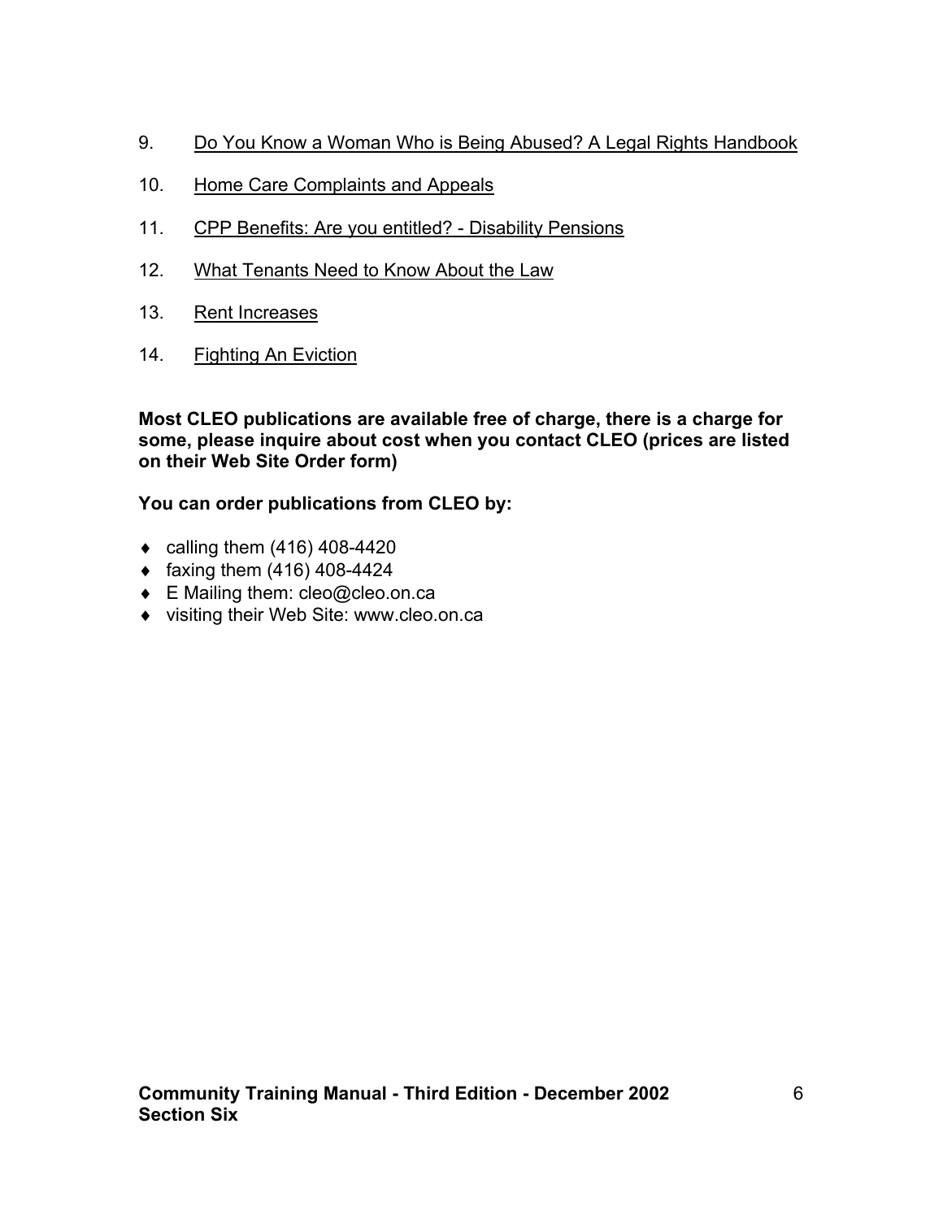9. <u>Do You Know a Woman Who is Being Abused? A Legal Rights Handbook</u>

10. <u>Home Care Complaints and Appeals</u>

11. <u>CPP Benefits: Are you entitled? - Disability Pensions</u>

12. <u>What Tenants Need to Know About the Law</u>

13. <u>Rent Increases</u>

14. <u>Fighting An Eviction</u>

**Most CLEO publications are available free of charge, there is a charge for some, please inquire about cost when you contact CLEO (prices are listed on their Web Site Order form)**

**You can order publications from CLEO by:**

- calling them (416) 408-4420
- faxing them (416) 408-4424
- E Mailing them: cleo@cleo.on.ca
- visiting their Web Site: www.cleo.on.ca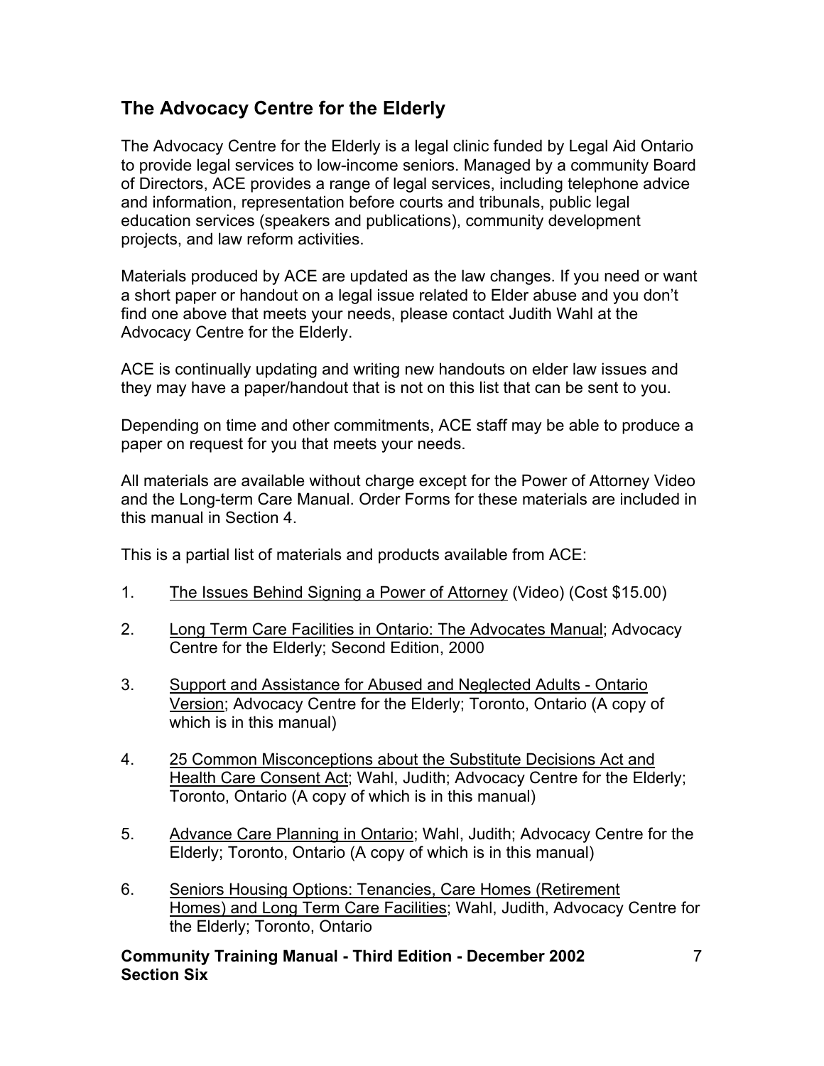## The Advocacy Centre for the Elderly

The Advocacy Centre for the Elderly is a legal clinic funded by Legal Aid Ontario to provide legal services to low-income seniors. Managed by a community Board of Directors, ACE provides a range of legal services, including telephone advice and information, representation before courts and tribunals, public legal education services (speakers and publications), community development projects, and law reform activities.

Materials produced by ACE are updated as the law changes. If you need or want a short paper or handout on a legal issue related to Elder abuse and you don't find one above that meets your needs, please contact Judith Wahl at the Advocacy Centre for the Elderly.

ACE is continually updating and writing new handouts on elder law issues and they may have a paper/handout that is not on this list that can be sent to you.

Depending on time and other commitments, ACE staff may be able to produce a paper on request for you that meets your needs.

All materials are available without charge except for the Power of Attorney Video and the Long-term Care Manual. Order Forms for these materials are included in this manual in Section 4.

This is a partial list of materials and products available from ACE:

1. The Issues Behind Signing a Power of Attorney (Video) (Cost $15.00)
2. Long Term Care Facilities in Ontario: The Advocates Manual; Advocacy Centre for the Elderly; Second Edition, 2000
3. Support and Assistance for Abused and Neglected Adults - Ontario Version; Advocacy Centre for the Elderly; Toronto, Ontario (A copy of which is in this manual)
4. 25 Common Misconceptions about the Substitute Decisions Act and Health Care Consent Act; Wahl, Judith; Advocacy Centre for the Elderly; Toronto, Ontario (A copy of which is in this manual)
5. Advance Care Planning in Ontario; Wahl, Judith; Advocacy Centre for the Elderly; Toronto, Ontario (A copy of which is in this manual)
6. Seniors Housing Options: Tenancies, Care Homes (Retirement Homes) and Long Term Care Facilities; Wahl, Judith, Advocacy Centre for the Elderly; Toronto, Ontario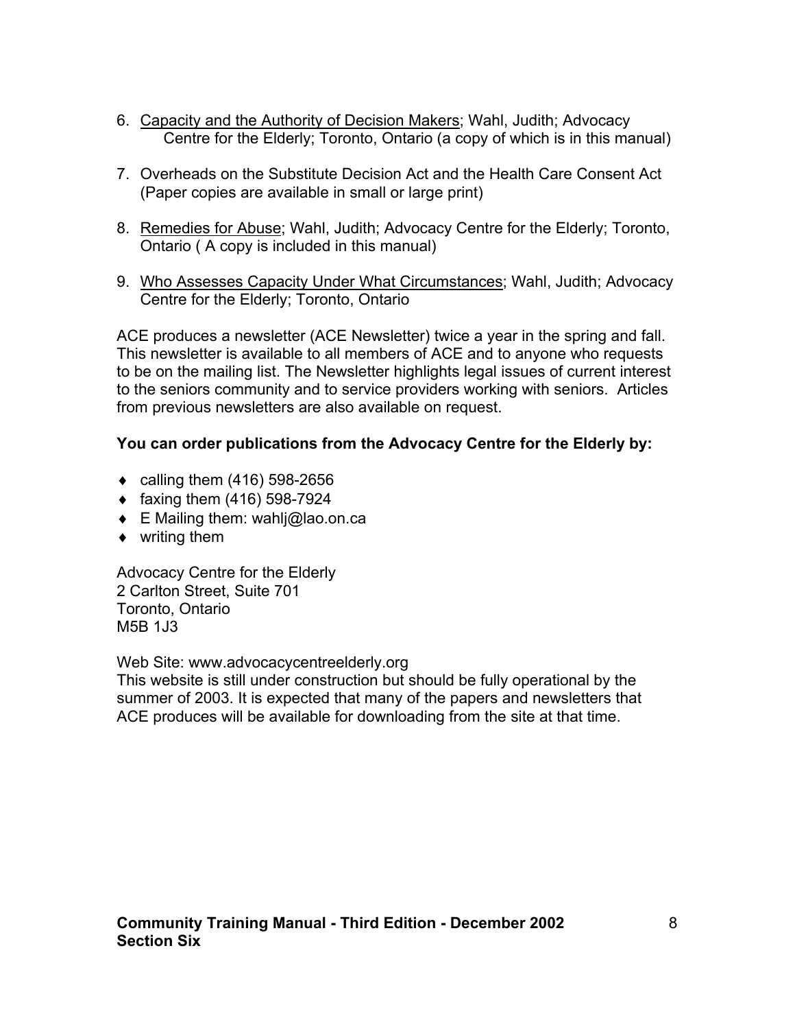6. Capacity and the Authority of Decision Makers; Wahl, Judith; Advocacy Centre for the Elderly; Toronto, Ontario (a copy of which is in this manual)

7. Overheads on the Substitute Decision Act and the Health Care Consent Act (Paper copies are available in small or large print)

8. Remedies for Abuse; Wahl, Judith; Advocacy Centre for the Elderly; Toronto, Ontario ( A copy is included in this manual)

9. Who Assesses Capacity Under What Circumstances; Wahl, Judith; Advocacy Centre for the Elderly; Toronto, Ontario

ACE produces a newsletter (ACE Newsletter) twice a year in the spring and fall. This newsletter is available to all members of ACE and to anyone who requests to be on the mailing list. The Newsletter highlights legal issues of current interest to the seniors community and to service providers working with seniors. Articles from previous newsletters are also available on request.

**You can order publications from the Advocacy Centre for the Elderly by:**

- calling them (416) 598-2656
- faxing them (416) 598-7924
- E Mailing them: wahlj@lao.on.ca
- writing them

Advocacy Centre for the Elderly
2 Carlton Street, Suite 701
Toronto, Ontario
M5B 1J3

Web Site: www.advocacycentreelderly.org
This website is still under construction but should be fully operational by the summer of 2003. It is expected that many of the papers and newsletters that ACE produces will be available for downloading from the site at that time.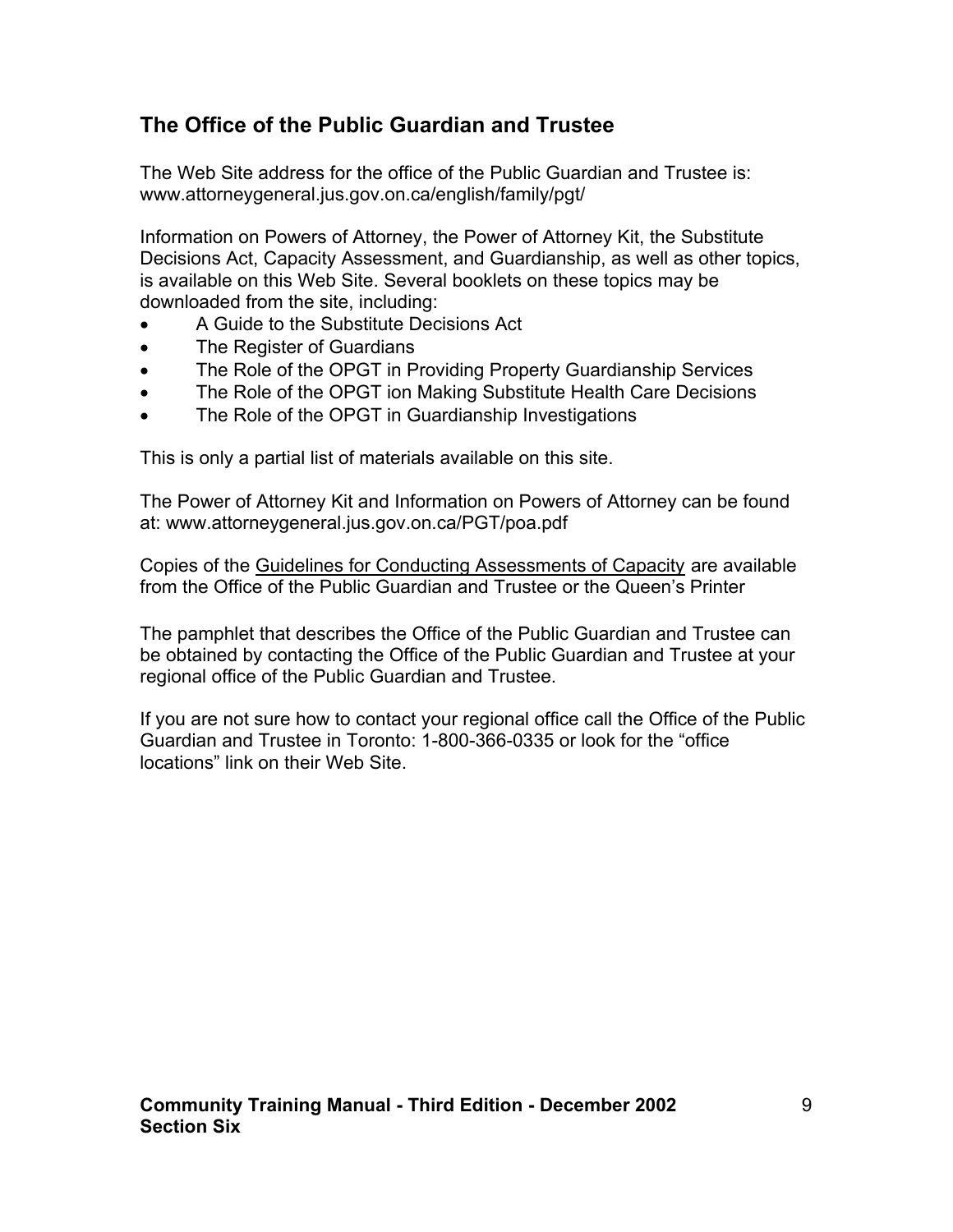## The Office of the Public Guardian and Trustee

The Web Site address for the office of the Public Guardian and Trustee is: www.attorneygeneral.jus.gov.on.ca/english/family/pgt/

Information on Powers of Attorney, the Power of Attorney Kit, the Substitute Decisions Act, Capacity Assessment, and Guardianship, as well as other topics, is available on this Web Site. Several booklets on these topics may be downloaded from the site, including:

- A Guide to the Substitute Decisions Act
- The Register of Guardians
- The Role of the OPGT in Providing Property Guardianship Services
- The Role of the OPGT ion Making Substitute Health Care Decisions
- The Role of the OPGT in Guardianship Investigations

This is only a partial list of materials available on this site.

The Power of Attorney Kit and Information on Powers of Attorney can be found at: www.attorneygeneral.jus.gov.on.ca/PGT/poa.pdf

Copies of the Guidelines for Conducting Assessments of Capacity are available from the Office of the Public Guardian and Trustee or the Queen's Printer

The pamphlet that describes the Office of the Public Guardian and Trustee can be obtained by contacting the Office of the Public Guardian and Trustee at your regional office of the Public Guardian and Trustee.

If you are not sure how to contact your regional office call the Office of the Public Guardian and Trustee in Toronto: 1-800-366-0335 or look for the "office locations" link on their Web Site.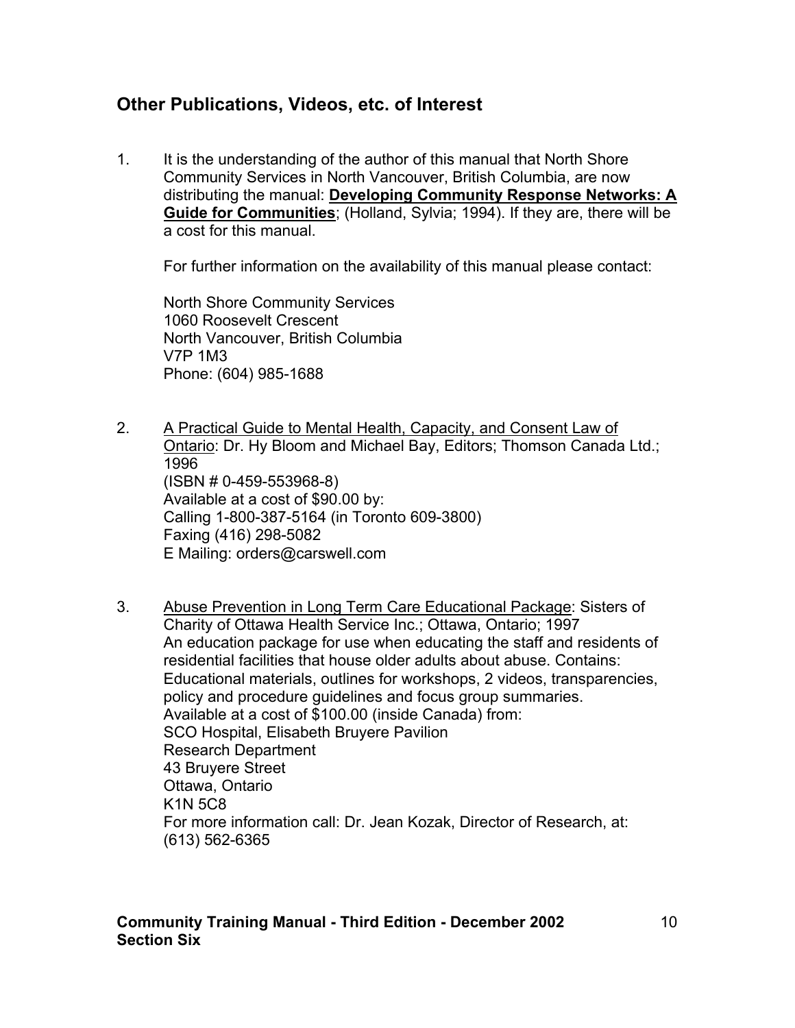## Other Publications, Videos, etc. of Interest

1. It is the understanding of the author of this manual that North Shore Community Services in North Vancouver, British Columbia, are now distributing the manual: **<u>Developing Community Response Networks: A Guide for Communities</u>**; (Holland, Sylvia; 1994). If they are, there will be a cost for this manual.

   For further information on the availability of this manual please contact:

   North Shore Community Services
   1060 Roosevelt Crescent
   North Vancouver, British Columbia
   V7P 1M3
   Phone: (604) 985-1688

2. <u>A Practical Guide to Mental Health, Capacity, and Consent Law of Ontario</u>: Dr. Hy Bloom and Michael Bay, Editors; Thomson Canada Ltd.; 1996
   (ISBN # 0-459-553968-8)
   Available at a cost of $90.00 by:
   Calling 1-800-387-5164 (in Toronto 609-3800)
   Faxing (416) 298-5082
   E Mailing: orders@carswell.com

3. <u>Abuse Prevention in Long Term Care Educational Package</u>: Sisters of Charity of Ottawa Health Service Inc.; Ottawa, Ontario; 1997
   An education package for use when educating the staff and residents of residential facilities that house older adults about abuse. Contains: Educational materials, outlines for workshops, 2 videos, transparencies, policy and procedure guidelines and focus group summaries.
   Available at a cost of $100.00 (inside Canada) from:
   SCO Hospital, Elisabeth Bruyere Pavilion
   Research Department
   43 Bruyere Street
   Ottawa, Ontario
   K1N 5C8
   For more information call: Dr. Jean Kozak, Director of Research, at: (613) 562-6365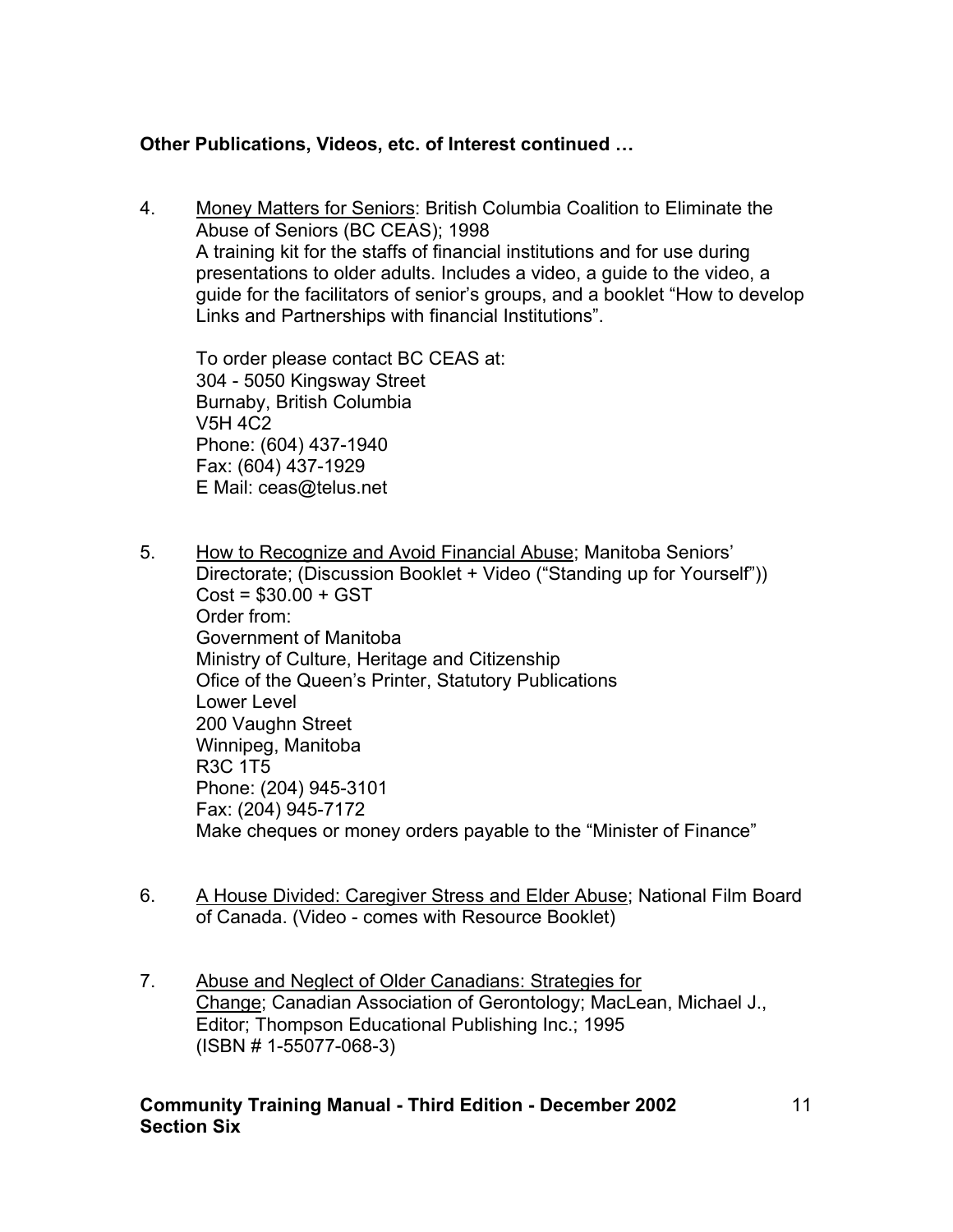**Other Publications, Videos, etc. of Interest continued …**

4. Money Matters for Seniors: British Columbia Coalition to Eliminate the Abuse of Seniors (BC CEAS); 1998
   A training kit for the staffs of financial institutions and for use during presentations to older adults. Includes a video, a guide to the video, a guide for the facilitators of senior's groups, and a booklet "How to develop Links and Partnerships with financial Institutions".

   To order please contact BC CEAS at:
   304 - 5050 Kingsway Street
   Burnaby, British Columbia
   V5H 4C2
   Phone: (604) 437-1940
   Fax: (604) 437-1929
   E Mail: ceas@telus.net

5. How to Recognize and Avoid Financial Abuse; Manitoba Seniors' Directorate; (Discussion Booklet + Video ("Standing up for Yourself"))
   Cost = $30.00 + GST
   Order from:
   Government of Manitoba
   Ministry of Culture, Heritage and Citizenship
   Ofice of the Queen's Printer, Statutory Publications
   Lower Level
   200 Vaughn Street
   Winnipeg, Manitoba
   R3C 1T5
   Phone: (204) 945-3101
   Fax: (204) 945-7172
   Make cheques or money orders payable to the "Minister of Finance"

6. A House Divided: Caregiver Stress and Elder Abuse; National Film Board of Canada. (Video - comes with Resource Booklet)

7. Abuse and Neglect of Older Canadians: Strategies for Change; Canadian Association of Gerontology; MacLean, Michael J., Editor; Thompson Educational Publishing Inc.; 1995 (ISBN # 1-55077-068-3)

**Community Training Manual - Third Edition - December 2002**
**Section Six**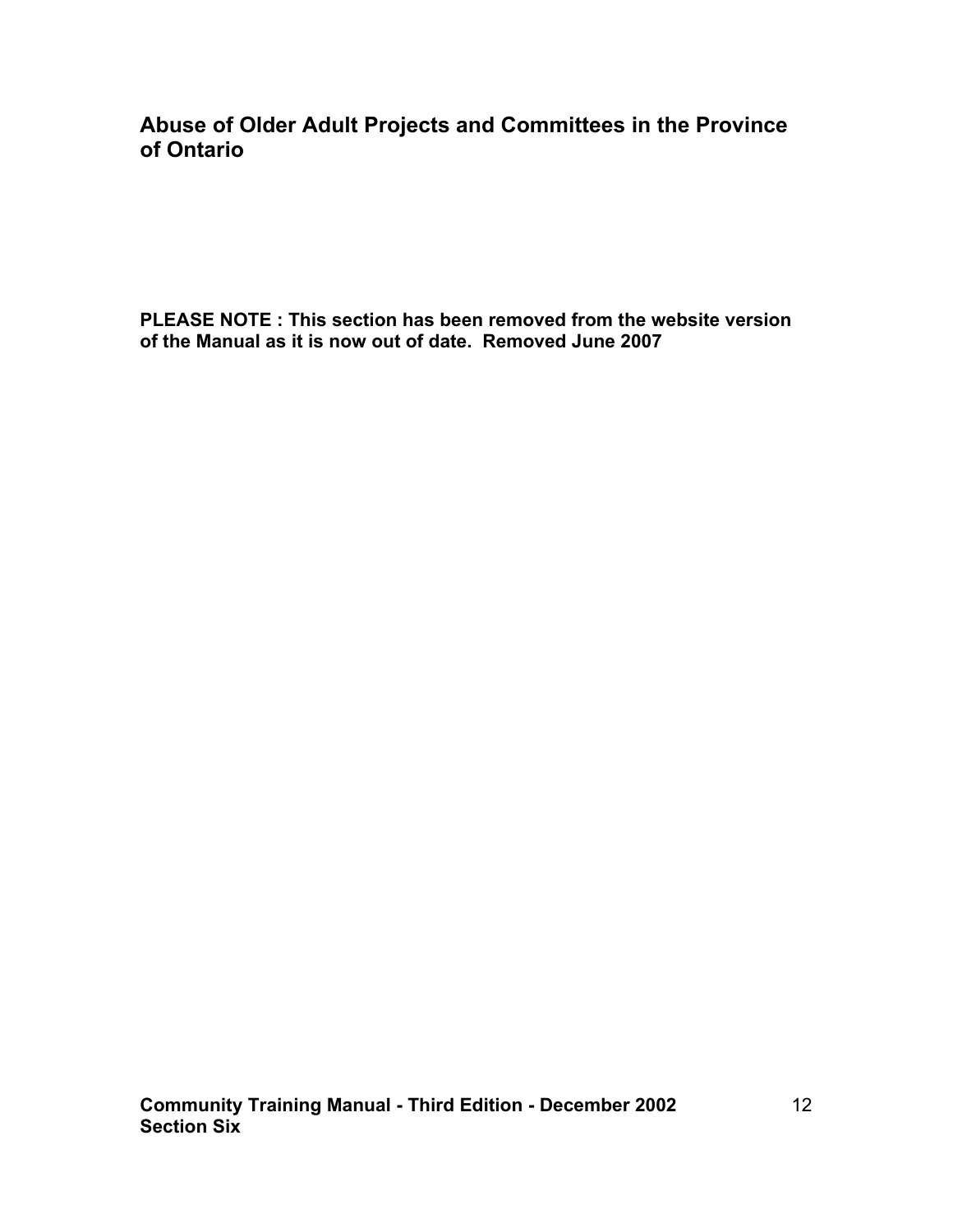## Abuse of Older Adult Projects and Committees in the Province of Ontario

**PLEASE NOTE : This section has been removed from the website version of the Manual as it is now out of date. Removed June 2007**